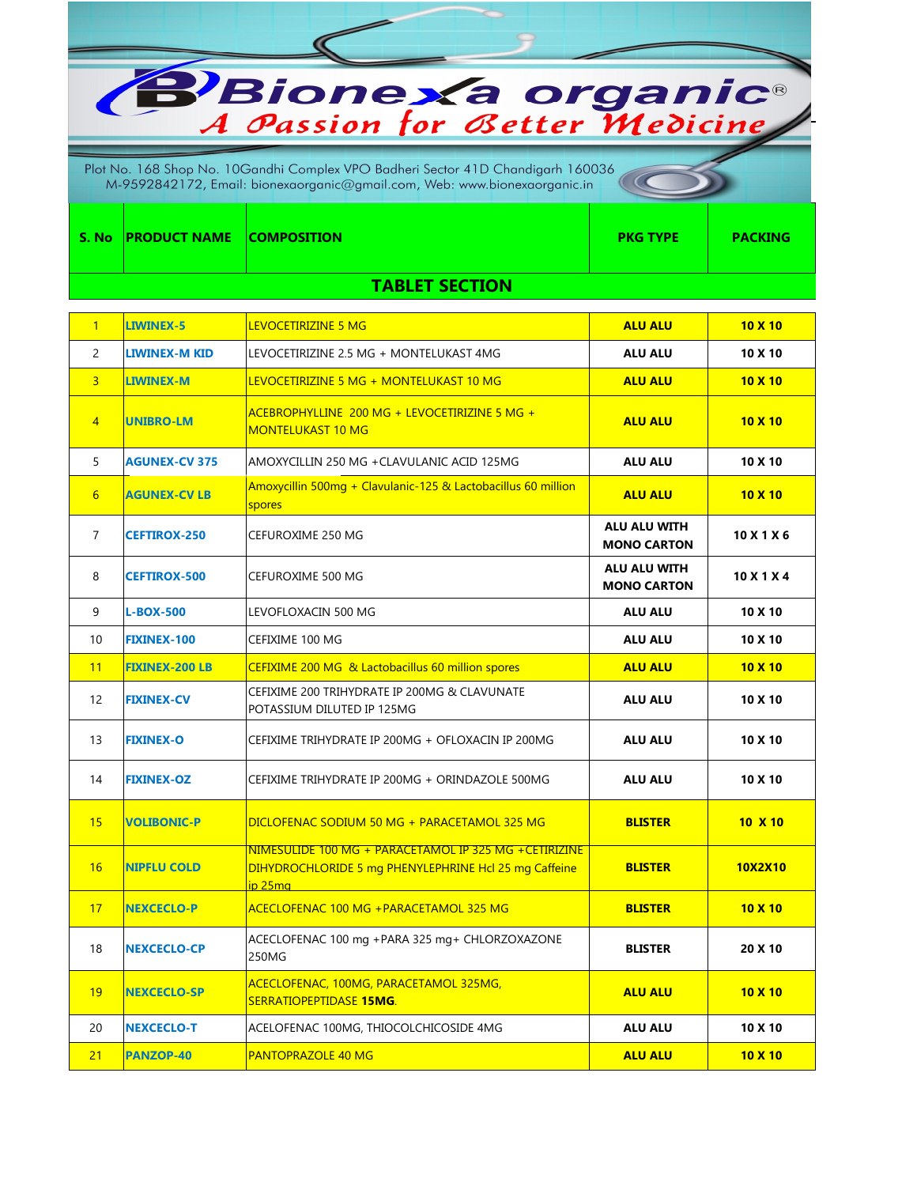# Bionexa organic®

*A Passion for Better Medicine*

Plot No. 168 Shop No. 10Gandhi Complex VPO Badheri Sector 41D Chandigarh 160036
M-9592842172, Email: bionexaorganic@gmail.com, Web: www.bionexaorganic.in

| S. No | PRODUCT NAME | COMPOSITION | PKG TYPE | PACKING |
|---|---|---|---|---|
| | | **TABLET SECTION** | | |
| 1 | LIWINEX-5 | LEVOCETIRIZINE 5 MG | ALU ALU | 10 X 10 |
| 2 | LIWINEX-M KID | LEVOCETIRIZINE 2.5 MG + MONTELUKAST 4MG | ALU ALU | 10 X 10 |
| 3 | LIWINEX-M | LEVOCETIRIZINE 5 MG + MONTELUKAST 10 MG | ALU ALU | 10 X 10 |
| 4 | UNIBRO-LM | ACEBROPHYLLINE 200 MG + LEVOCETIRIZINE 5 MG + MONTELUKAST 10 MG | ALU ALU | 10 X 10 |
| 5 | AGUNEX-CV 375 | AMOXYCILLIN 250 MG +CLAVULANIC ACID 125MG | ALU ALU | 10 X 10 |
| 6 | AGUNEX-CV LB | Amoxycillin 500mg + Clavulanic-125 & Lactobacillus 60 million spores | ALU ALU | 10 X 10 |
| 7 | CEFTIROX-250 | CEFUROXIME 250 MG | ALU ALU WITH MONO CARTON | 10 X 1 X 6 |
| 8 | CEFTIROX-500 | CEFUROXIME 500 MG | ALU ALU WITH MONO CARTON | 10 X 1 X 4 |
| 9 | L-BOX-500 | LEVOFLOXACIN 500 MG | ALU ALU | 10 X 10 |
| 10 | FIXINEX-100 | CEFIXIME 100 MG | ALU ALU | 10 X 10 |
| 11 | FIXINEX-200 LB | CEFIXIME 200 MG & Lactobacillus 60 million spores | ALU ALU | 10 X 10 |
| 12 | FIXINEX-CV | CEFIXIME 200 TRIHYDRATE IP 200MG & CLAVUNATE POTASSIUM DILUTED IP 125MG | ALU ALU | 10 X 10 |
| 13 | FIXINEX-O | CEFIXIME TRIHYDRATE IP 200MG + OFLOXACIN IP 200MG | ALU ALU | 10 X 10 |
| 14 | FIXINEX-OZ | CEFIXIME TRIHYDRATE IP 200MG + ORINDAZOLE 500MG | ALU ALU | 10 X 10 |
| 15 | VOLIBONIC-P | DICLOFENAC SODIUM 50 MG + PARACETAMOL 325 MG | BLISTER | 10 X 10 |
| 16 | NIPFLU COLD | NIMESULIDE 100 MG + PARACETAMOL IP 325 MG +CETIRIZINE DIHYDROCHLORIDE 5 mg PHENYLEPHRINE Hcl 25 mg Caffeine ip 25mg | BLISTER | 10X2X10 |
| 17 | NEXCECLO-P | ACECLOFENAC 100 MG +PARACETAMOL 325 MG | BLISTER | 10 X 10 |
| 18 | NEXCECLO-CP | ACECLOFENAC 100 mg +PARA 325 mg+ CHLORZOXAZONE 250MG | BLISTER | 20 X 10 |
| 19 | NEXCECLO-SP | ACECLOFENAC, 100MG, PARACETAMOL 325MG, SERRATIOPEPTIDASE **15MG**. | ALU ALU | 10 X 10 |
| 20 | NEXCECLO-T | ACELOFENAC 100MG, THIOCOLCHICOSIDE 4MG | ALU ALU | 10 X 10 |
| 21 | PANZOP-40 | PANTOPRAZOLE 40 MG | ALU ALU | 10 X 10 |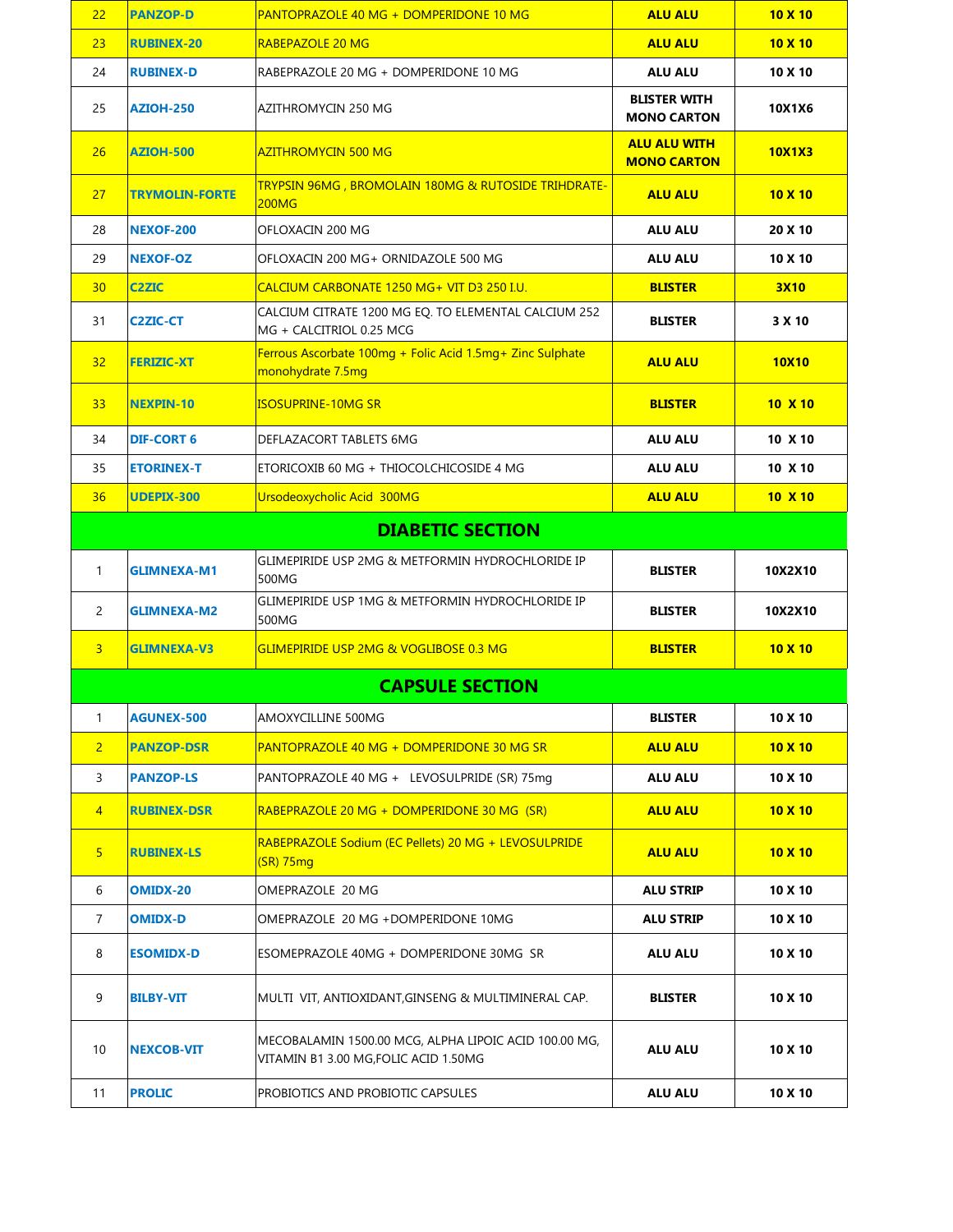| | | | | |
|---|---|---|---|---|
| 22 | PANZOP-D | PANTOPRAZOLE 40 MG + DOMPERIDONE 10 MG | ALU ALU | 10 X 10 |
| 23 | RUBINEX-20 | RABEPAZOLE 20 MG | ALU ALU | 10 X 10 |
| 24 | RUBINEX-D | RABEPRAZOLE 20 MG + DOMPERIDONE 10 MG | ALU ALU | 10 X 10 |
| 25 | AZIOH-250 | AZITHROMYCIN 250 MG | BLISTER WITH MONO CARTON | 10X1X6 |
| 26 | AZIOH-500 | AZITHROMYCIN 500 MG | ALU ALU WITH MONO CARTON | 10X1X3 |
| 27 | TRYMOLIN-FORTE | TRYPSIN 96MG , BROMOLAIN 180MG & RUTOSIDE TRIHDRATE-200MG | ALU ALU | 10 X 10 |
| 28 | NEXOF-200 | OFLOXACIN 200 MG | ALU ALU | 20 X 10 |
| 29 | NEXOF-OZ | OFLOXACIN 200 MG+ ORNIDAZOLE 500 MG | ALU ALU | 10 X 10 |
| 30 | C2ZIC | CALCIUM CARBONATE 1250 MG+ VIT D3 250 I.U. | BLISTER | 3X10 |
| 31 | C2ZIC-CT | CALCIUM CITRATE 1200 MG EQ. TO ELEMENTAL CALCIUM 252 MG + CALCITRIOL 0.25 MCG | BLISTER | 3 X 10 |
| 32 | FERIZIC-XT | Ferrous Ascorbate 100mg + Folic Acid 1.5mg+ Zinc Sulphate monohydrate 7.5mg | ALU ALU | 10X10 |
| 33 | NEXPIN-10 | ISOSUPRINE-10MG SR | BLISTER | 10 X 10 |
| 34 | DIF-CORT 6 | DEFLAZACORT TABLETS 6MG | ALU ALU | 10 X 10 |
| 35 | ETORINEX-T | ETORICOXIB 60 MG + THIOCOLCHICOSIDE 4 MG | ALU ALU | 10 X 10 |
| 36 | UDEPIX-300 | Ursodeoxycholic Acid 300MG | ALU ALU | 10 X 10 |
| | | **DIABETIC SECTION** | | |
| 1 | GLIMNEXA-M1 | GLIMEPIRIDE USP 2MG & METFORMIN HYDROCHLORIDE IP 500MG | BLISTER | 10X2X10 |
| 2 | GLIMNEXA-M2 | GLIMEPIRIDE USP 1MG & METFORMIN HYDROCHLORIDE IP 500MG | BLISTER | 10X2X10 |
| 3 | GLIMNEXA-V3 | GLIMEPIRIDE USP 2MG & VOGLIBOSE 0.3 MG | BLISTER | 10 X 10 |
| | | **CAPSULE SECTION** | | |
| 1 | AGUNEX-500 | AMOXYCILLINE 500MG | BLISTER | 10 X 10 |
| 2 | PANZOP-DSR | PANTOPRAZOLE 40 MG + DOMPERIDONE 30 MG SR | ALU ALU | 10 X 10 |
| 3 | PANZOP-LS | PANTOPRAZOLE 40 MG + LEVOSULPRIDE (SR) 75mg | ALU ALU | 10 X 10 |
| 4 | RUBINEX-DSR | RABEPRAZOLE 20 MG + DOMPERIDONE 30 MG (SR) | ALU ALU | 10 X 10 |
| 5 | RUBINEX-LS | RABEPRAZOLE Sodium (EC Pellets) 20 MG + LEVOSULPRIDE (SR) 75mg | ALU ALU | 10 X 10 |
| 6 | OMIDX-20 | OMEPRAZOLE 20 MG | ALU STRIP | 10 X 10 |
| 7 | OMIDX-D | OMEPRAZOLE 20 MG +DOMPERIDONE 10MG | ALU STRIP | 10 X 10 |
| 8 | ESOMIDX-D | ESOMEPRAZOLE 40MG + DOMPERIDONE 30MG SR | ALU ALU | 10 X 10 |
| 9 | BILBY-VIT | MULTI VIT, ANTIOXIDANT,GINSENG & MULTIMINERAL CAP. | BLISTER | 10 X 10 |
| 10 | NEXCOB-VIT | MECOBALAMIN 1500.00 MCG, ALPHA LIPOIC ACID 100.00 MG, VITAMIN B1 3.00 MG,FOLIC ACID 1.50MG | ALU ALU | 10 X 10 |
| 11 | PROLIC | PROBIOTICS AND PROBIOTIC CAPSULES | ALU ALU | 10 X 10 |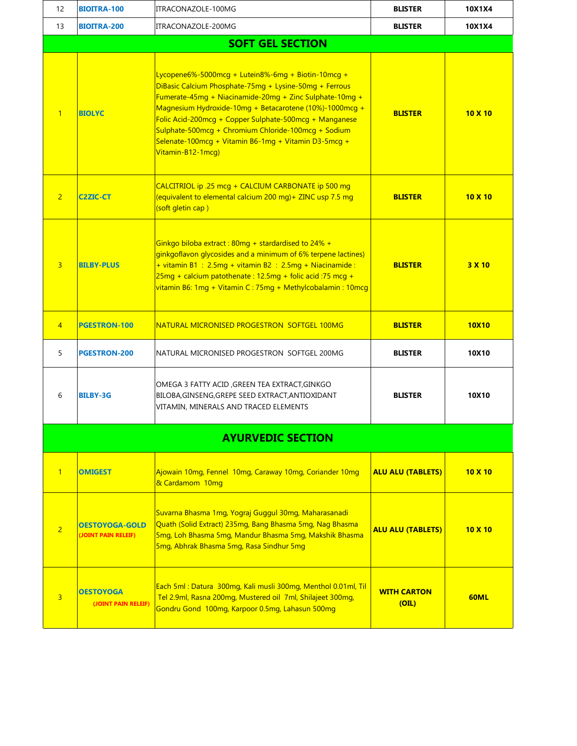| | | | | |
|---|---|---|---|---|
| 12 | **BIOITRA-100** | ITRACONAZOLE-100MG | **BLISTER** | **10X1X4** |
| 13 | **BIOITRA-200** | ITRACONAZOLE-200MG | **BLISTER** | **10X1X4** |
| | | **SOFT GEL SECTION** | | |
| 1 | **BIOLYC** | Lycopene6%-5000mcg + Lutein8%-6mg + Biotin-10mcg + DiBasic Calcium Phosphate-75mg + Lysine-50mg + Ferrous Fumerate-45mg + Niacinamide-20mg + Zinc Sulphate-10mg + Magnesium Hydroxide-10mg + Betacarotene (10%)-1000mcg + Folic Acid-200mcg + Copper Sulphate-500mcg + Manganese Sulphate-500mcg + Chromium Chloride-100mcg + Sodium Selenate-100mcg + Vitamin B6-1mg + Vitamin D3-5mcg + Vitamin-B12-1mcg) | **BLISTER** | **10 X 10** |
| 2 | **C2ZIC-CT** | CALCITRIOL ip .25 mcg + CALCIUM CARBONATE ip 500 mg (equivalent to elemental calcium 200 mg)+ ZINC usp 7.5 mg (soft gletin cap ) | **BLISTER** | **10 X 10** |
| 3 | **BILBY-PLUS** | Ginkgo biloba extract : 80mg + stardardised to 24% + ginkgoflavon glycosides and a minimum of 6% terpene lactines) + vitamin B1 : 2.5mg + vitamin B2 : 2.5mg + Niacinamide : 25mg + calcium patothenate : 12.5mg + folic acid :75 mcg + vitamin B6: 1mg + Vitamin C : 75mg + Methylcobalamin : 10mcg | **BLISTER** | **3 X 10** |
| 4 | **PGESTRON-100** | NATURAL MICRONISED PROGESTRON SOFTGEL 100MG | **BLISTER** | **10X10** |
| 5 | **PGESTRON-200** | NATURAL MICRONISED PROGESTRON SOFTGEL 200MG | **BLISTER** | **10X10** |
| 6 | **BILBY-3G** | OMEGA 3 FATTY ACID ,GREEN TEA EXTRACT,GINKGO BILOBA,GINSENG,GREPE SEED EXTRACT,ANTIOXIDANT VITAMIN, MINERALS AND TRACED ELEMENTS | **BLISTER** | **10X10** |
| | | **AYURVEDIC SECTION** | | |
| 1 | **OMIGEST** | Ajowain 10mg, Fennel 10mg, Caraway 10mg, Coriander 10mg & Cardamom 10mg | **ALU ALU (TABLETS)** | **10 X 10** |
| 2 | **OESTOYOGA-GOLD** **(JOINT PAIN RELEIF)** | Suvarna Bhasma 1mg, Yograj Guggul 30mg, Maharasanadi Quath (Solid Extract) 235mg, Bang Bhasma 5mg, Nag Bhasma 5mg, Loh Bhasma 5mg, Mandur Bhasma 5mg, Makshik Bhasma 5mg, Abhrak Bhasma 5mg, Rasa Sindhur 5mg | **ALU ALU (TABLETS)** | **10 X 10** |
| 3 | **OESTOYOGA** **(JOINT PAIN RELEIF)** | Each 5ml : Datura 300mg, Kali musli 300mg, Menthol 0.01ml, Til Tel 2.9ml, Rasna 200mg, Mustered oil 7ml, Shilajeet 300mg, Gondru Gond 100mg, Karpoor 0.5mg, Lahasun 500mg | **WITH CARTON (OIL)** | **60ML** |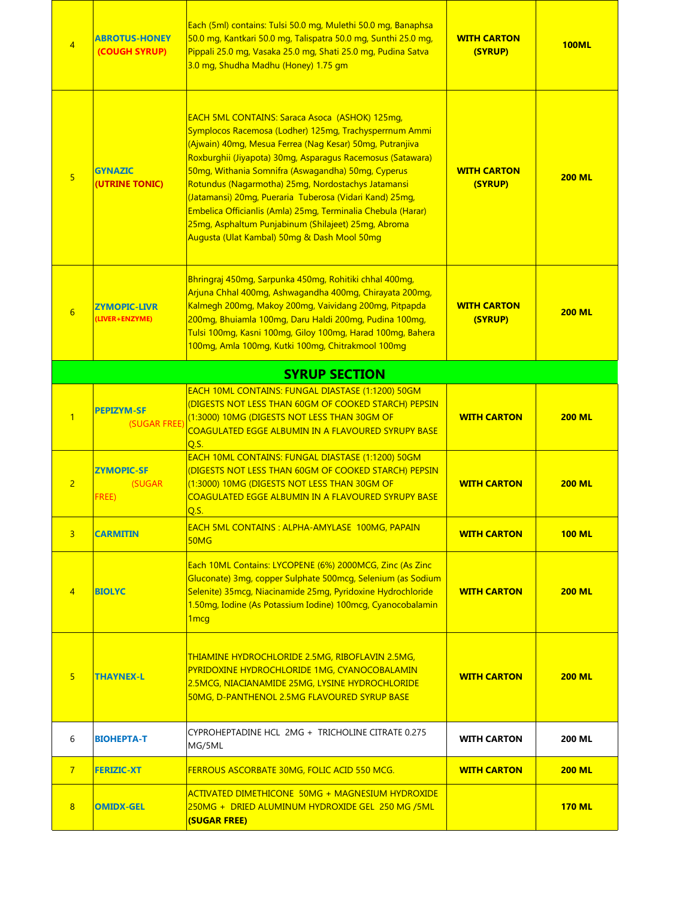| | | | | |
|---|---|---|---|---|
| 4 | **ABROTUS-HONEY** **(COUGH SYRUP)** | Each (5ml) contains: Tulsi 50.0 mg, Mulethi 50.0 mg, Banaphsa 50.0 mg, Kantkari 50.0 mg, Talispatra 50.0 mg, Sunthi 25.0 mg, Pippali 25.0 mg, Vasaka 25.0 mg, Shati 25.0 mg, Pudina Satva 3.0 mg, Shudha Madhu (Honey) 1.75 gm | **WITH CARTON (SYRUP)** | **100ML** |
| 5 | **GYNAZIC** **(UTRINE TONIC)** | EACH 5ML CONTAINS: Saraca Asoca (ASHOK) 125mg, Symplocos Racemosa (Lodher) 125mg, Trachysperrnum Ammi (Ajwain) 40mg, Mesua Ferrea (Nag Kesar) 50mg, Putranjiva Roxburghii (Jiyapota) 30mg, Asparagus Racemosus (Satawara) 50mg, Withania Somnifra (Aswagandha) 50mg, Cyperus Rotundus (Nagarmotha) 25mg, Nordostachys Jatamansi (Jatamansi) 20mg, Pueraria Tuberosa (Vidari Kand) 25mg, Embelica Officianlis (Amla) 25mg, Terminalia Chebula (Harar) 25mg, Asphaltum Punjabinum (Shilajeet) 25mg, Abroma Augusta (Ulat Kambal) 50mg & Dash Mool 50mg | **WITH CARTON (SYRUP)** | **200 ML** |
| 6 | **ZYMOPIC-LIVR** **(LIVER+ENZYME)** | Bhringraj 450mg, Sarpunka 450mg, Rohitiki chhal 400mg, Arjuna Chhal 400mg, Ashwagandha 400mg, Chirayata 200mg, Kalmegh 200mg, Makoy 200mg, Vaividang 200mg, Pitpapda 200mg, Bhuiamla 100mg, Daru Haldi 200mg, Pudina 100mg, Tulsi 100mg, Kasni 100mg, Giloy 100mg, Harad 100mg, Bahera 100mg, Amla 100mg, Kutki 100mg, Chitrakmool 100mg | **WITH CARTON (SYRUP)** | **200 ML** |
| | | **SYRUP SECTION** | | |
| 1 | **PEPIZYM-SF** (SUGAR FREE) | EACH 10ML CONTAINS: FUNGAL DIASTASE (1:1200) 50GM (DIGESTS NOT LESS THAN 60GM OF COOKED STARCH) PEPSIN (1:3000) 10MG (DIGESTS NOT LESS THAN 30GM OF COAGULATED EGGE ALBUMIN IN A FLAVOURED SYRUPY BASE Q.S. | **WITH CARTON** | **200 ML** |
| 2 | **ZYMOPIC-SF** (SUGAR FREE) | EACH 10ML CONTAINS: FUNGAL DIASTASE (1:1200) 50GM (DIGESTS NOT LESS THAN 60GM OF COOKED STARCH) PEPSIN (1:3000) 10MG (DIGESTS NOT LESS THAN 30GM OF COAGULATED EGGE ALBUMIN IN A FLAVOURED SYRUPY BASE Q.S. | **WITH CARTON** | **200 ML** |
| 3 | **CARMITIN** | EACH 5ML CONTAINS : ALPHA-AMYLASE 100MG, PAPAIN 50MG | **WITH CARTON** | **100 ML** |
| 4 | **BIOLYC** | Each 10ML Contains: LYCOPENE (6%) 2000MCG, Zinc (As Zinc Gluconate) 3mg, copper Sulphate 500mcg, Selenium (as Sodium Selenite) 35mcg, Niacinamide 25mg, Pyridoxine Hydrochloride 1.50mg, Iodine (As Potassium Iodine) 100mcg, Cyanocobalamin 1mcg | **WITH CARTON** | **200 ML** |
| 5 | **THAYNEX-L** | THIAMINE HYDROCHLORIDE 2.5MG, RIBOFLAVIN 2.5MG, PYRIDOXINE HYDROCHLORIDE 1MG, CYANOCOBALAMIN 2.5MCG, NIACIANAMIDE 25MG, LYSINE HYDROCHLORIDE 50MG, D-PANTHENOL 2.5MG FLAVOURED SYRUP BASE | **WITH CARTON** | **200 ML** |
| 6 | **BIOHEPTA-T** | CYPROHEPTADINE HCL 2MG + TRICHOLINE CITRATE 0.275 MG/5ML | **WITH CARTON** | **200 ML** |
| 7 | **FERIZIC-XT** | FERROUS ASCORBATE 30MG, FOLIC ACID 550 MCG. | **WITH CARTON** | **200 ML** |
| 8 | **OMIDX-GEL** | ACTIVATED DIMETHICONE 50MG + MAGNESIUM HYDROXIDE 250MG + DRIED ALUMINUM HYDROXIDE GEL 250 MG /5ML **(SUGAR FREE)** | | **170 ML** |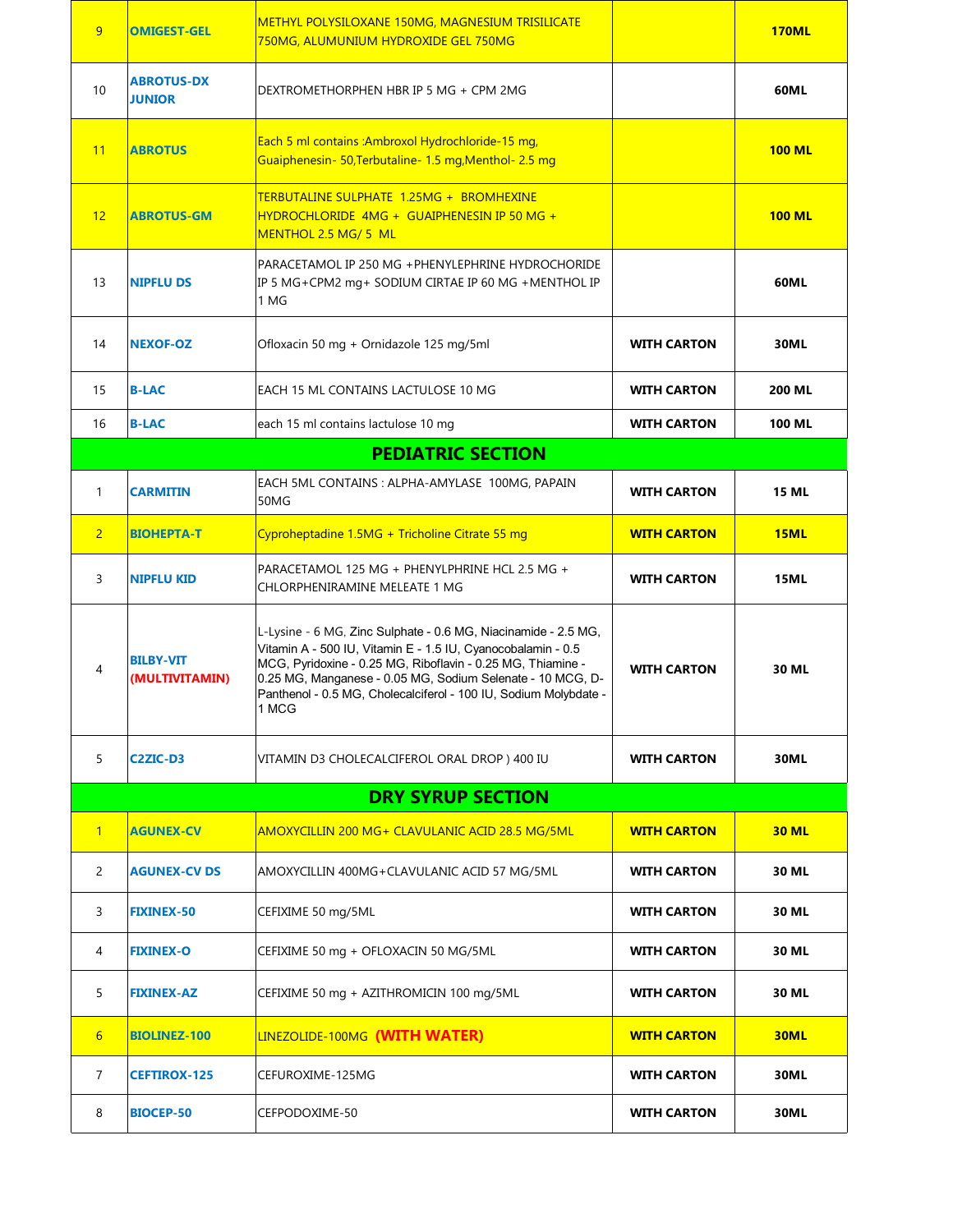| | | | | |
|---|---|---|---|---|
| 9 | **OMIGEST-GEL** | METHYL POLYSILOXANE 150MG, MAGNESIUM TRISILICATE 750MG, ALUMUNIUM HYDROXIDE GEL 750MG | | **170ML** |
| 10 | **ABROTUS-DX JUNIOR** | DEXTROMETHORPHEN HBR IP 5 MG + CPM 2MG | | **60ML** |
| 11 | **ABROTUS** | Each 5 ml contains :Ambroxol Hydrochloride-15 mg, Guaiphenesin- 50,Terbutaline- 1.5 mg,Menthol- 2.5 mg | | **100 ML** |
| 12 | **ABROTUS-GM** | TERBUTALINE SULPHATE 1.25MG + BROMHEXINE HYDROCHLORIDE 4MG + GUAIPHENESIN IP 50 MG + MENTHOL 2.5 MG/ 5 ML | | **100 ML** |
| 13 | **NIPFLU DS** | PARACETAMOL IP 250 MG +PHENYLEPHRINE HYDROCHORIDE IP 5 MG+CPM2 mg+ SODIUM CIRTAE IP 60 MG +MENTHOL IP 1 MG | | **60ML** |
| 14 | **NEXOF-OZ** | Ofloxacin 50 mg + Ornidazole 125 mg/5ml | **WITH CARTON** | **30ML** |
| 15 | **B-LAC** | EACH 15 ML CONTAINS LACTULOSE 10 MG | **WITH CARTON** | **200 ML** |
| 16 | **B-LAC** | each 15 ml contains lactulose 10 mg | **WITH CARTON** | **100 ML** |
| | | **PEDIATRIC SECTION** | | |
| 1 | **CARMITIN** | EACH 5ML CONTAINS : ALPHA-AMYLASE 100MG, PAPAIN 50MG | **WITH CARTON** | **15 ML** |
| 2 | **BIOHEPTA-T** | Cyproheptadine 1.5MG + Tricholine Citrate 55 mg | **WITH CARTON** | **15ML** |
| 3 | **NIPFLU KID** | PARACETAMOL 125 MG + PHENYLPHRINE HCL 2.5 MG + CHLORPHENIRAMINE MELEATE 1 MG | **WITH CARTON** | **15ML** |
| 4 | **BILBY-VIT (MULTIVITAMIN)** | L-Lysine - 6 MG, Zinc Sulphate - 0.6 MG, Niacinamide - 2.5 MG, Vitamin A - 500 IU, Vitamin E - 1.5 IU, Cyanocobalamin - 0.5 MCG, Pyridoxine - 0.25 MG, Riboflavin - 0.25 MG, Thiamine - 0.25 MG, Manganese - 0.05 MG, Sodium Selenate - 10 MCG, D-Panthenol - 0.5 MG, Cholecalciferol - 100 IU, Sodium Molybdate - 1 MCG | **WITH CARTON** | **30 ML** |
| 5 | **C2ZIC-D3** | VITAMIN D3 CHOLECALCIFEROL ORAL DROP ) 400 IU | **WITH CARTON** | **30ML** |
| | | **DRY SYRUP SECTION** | | |
| 1 | **AGUNEX-CV** | AMOXYCILLIN 200 MG+ CLAVULANIC ACID 28.5 MG/5ML | **WITH CARTON** | **30 ML** |
| 2 | **AGUNEX-CV DS** | AMOXYCILLIN 400MG+CLAVULANIC ACID 57 MG/5ML | **WITH CARTON** | **30 ML** |
| 3 | **FIXINEX-50** | CEFIXIME 50 mg/5ML | **WITH CARTON** | **30 ML** |
| 4 | **FIXINEX-O** | CEFIXIME 50 mg + OFLOXACIN 50 MG/5ML | **WITH CARTON** | **30 ML** |
| 5 | **FIXINEX-AZ** | CEFIXIME 50 mg + AZITHROMICIN 100 mg/5ML | **WITH CARTON** | **30 ML** |
| 6 | **BIOLINEZ-100** | LINEZOLIDE-100MG **(WITH WATER)** | **WITH CARTON** | **30ML** |
| 7 | **CEFTIROX-125** | CEFUROXIME-125MG | **WITH CARTON** | **30ML** |
| 8 | **BIOCEP-50** | CEFPODOXIME-50 | **WITH CARTON** | **30ML** |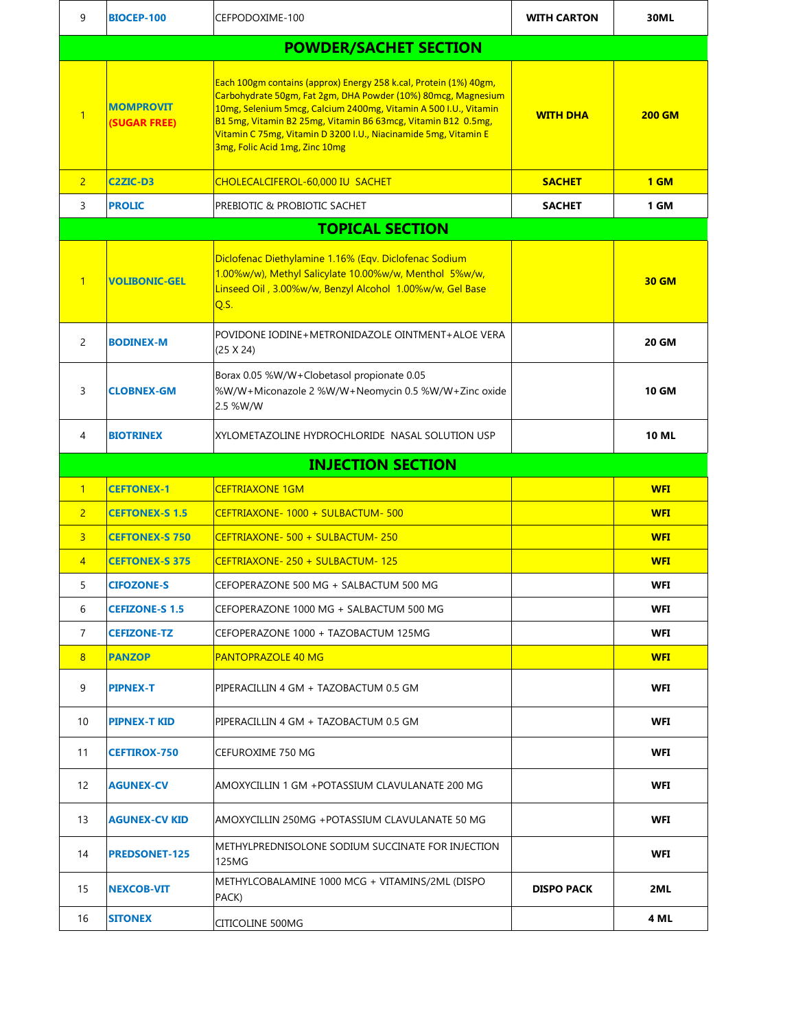| | | | | |
|---|---|---|---|---|
| 9 | **BIOCEP-100** | CEFPODOXIME-100 | **WITH CARTON** | **30ML** |
| | | **POWDER/SACHET SECTION** | | |
| 1 | **MOMPROVIT (SUGAR FREE)** | Each 100gm contains (approx) Energy 258 k.cal, Protein (1%) 40gm, Carbohydrate 50gm, Fat 2gm, DHA Powder (10%) 80mcg, Magnesium 10mg, Selenium 5mcg, Calcium 2400mg, Vitamin A 500 I.U., Vitamin B1 5mg, Vitamin B2 25mg, Vitamin B6 63mcg, Vitamin B12 0.5mg, Vitamin C 75mg, Vitamin D 3200 I.U., Niacinamide 5mg, Vitamin E 3mg, Folic Acid 1mg, Zinc 10mg | **WITH DHA** | **200 GM** |
| 2 | **C2ZIC-D3** | CHOLECALCIFEROL-60,000 IU SACHET | **SACHET** | **1 GM** |
| 3 | **PROLIC** | PREBIOTIC & PROBIOTIC SACHET | **SACHET** | **1 GM** |
| | | **TOPICAL SECTION** | | |
| 1 | **VOLIBONIC-GEL** | Diclofenac Diethylamine 1.16% (Eqv. Diclofenac Sodium 1.00%w/w), Methyl Salicylate 10.00%w/w, Menthol 5%w/w, Linseed Oil , 3.00%w/w, Benzyl Alcohol 1.00%w/w, Gel Base Q.S. | | **30 GM** |
| 2 | **BODINEX-M** | POVIDONE IODINE+METRONIDAZOLE OINTMENT+ALOE VERA (25 X 24) | | **20 GM** |
| 3 | **CLOBNEX-GM** | Borax 0.05 %W/W+Clobetasol propionate 0.05 %W/W+Miconazole 2 %W/W+Neomycin 0.5 %W/W+Zinc oxide 2.5 %W/W | | **10 GM** |
| 4 | **BIOTRINEX** | XYLOMETAZOLINE HYDROCHLORIDE NASAL SOLUTION USP | | **10 ML** |
| | | **INJECTION SECTION** | | |
| 1 | **CEFTONEX-1** | CEFTRIAXONE 1GM | | **WFI** |
| 2 | **CEFTONEX-S 1.5** | CEFTRIAXONE- 1000 + SULBACTUM- 500 | | **WFI** |
| 3 | **CEFTONEX-S 750** | CEFTRIAXONE- 500 + SULBACTUM- 250 | | **WFI** |
| 4 | **CEFTONEX-S 375** | CEFTRIAXONE- 250 + SULBACTUM- 125 | | **WFI** |
| 5 | **CIFOZONE-S** | CEFOPERAZONE 500 MG + SALBACTUM 500 MG | | **WFI** |
| 6 | **CEFIZONE-S 1.5** | CEFOPERAZONE 1000 MG + SALBACTUM 500 MG | | **WFI** |
| 7 | **CEFIZONE-TZ** | CEFOPERAZONE 1000 + TAZOBACTUM 125MG | | **WFI** |
| 8 | **PANZOP** | PANTOPRAZOLE 40 MG | | **WFI** |
| 9 | **PIPNEX-T** | PIPERACILLIN 4 GM + TAZOBACTUM 0.5 GM | | **WFI** |
| 10 | **PIPNEX-T KID** | PIPERACILLIN 4 GM + TAZOBACTUM 0.5 GM | | **WFI** |
| 11 | **CEFTIROX-750** | CEFUROXIME 750 MG | | **WFI** |
| 12 | **AGUNEX-CV** | AMOXYCILLIN 1 GM +POTASSIUM CLAVULANATE 200 MG | | **WFI** |
| 13 | **AGUNEX-CV KID** | AMOXYCILLIN 250MG +POTASSIUM CLAVULANATE 50 MG | | **WFI** |
| 14 | **PREDSONET-125** | METHYLPREDNISOLONE SODIUM SUCCINATE FOR INJECTION 125MG | | **WFI** |
| 15 | **NEXCOB-VIT** | METHYLCOBALAMINE 1000 MCG + VITAMINS/2ML (DISPO PACK) | **DISPO PACK** | **2ML** |
| 16 | **SITONEX** | CITICOLINE 500MG | | **4 ML** |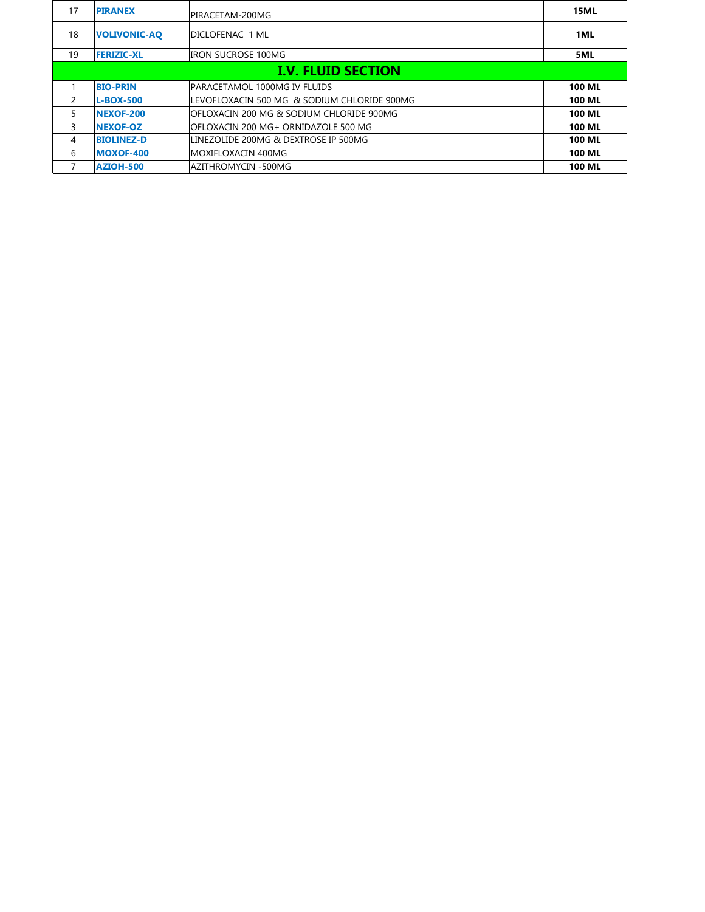| | | | | |
|---|---|---|---|---|
| 17 | **PIRANEX** | PIRACETAM-200MG | | **15ML** |
| 18 | **VOLIVONIC-AQ** | DICLOFENAC 1 ML | | **1ML** |
| 19 | **FERIZIC-XL** | IRON SUCROSE 100MG | | **5ML** |
| **I.V. FLUID SECTION** | | | | |
| 1 | **BIO-PRIN** | PARACETAMOL 1000MG IV FLUIDS | | **100 ML** |
| 2 | **L-BOX-500** | LEVOFLOXACIN 500 MG & SODIUM CHLORIDE 900MG | | **100 ML** |
| 5 | **NEXOF-200** | OFLOXACIN 200 MG & SODIUM CHLORIDE 900MG | | **100 ML** |
| 3 | **NEXOF-OZ** | OFLOXACIN 200 MG+ ORNIDAZOLE 500 MG | | **100 ML** |
| 4 | **BIOLINEZ-D** | LINEZOLIDE 200MG & DEXTROSE IP 500MG | | **100 ML** |
| 6 | **MOXOF-400** | MOXIFLOXACIN 400MG | | **100 ML** |
| 7 | **AZIOH-500** | AZITHROMYCIN -500MG | | **100 ML** |